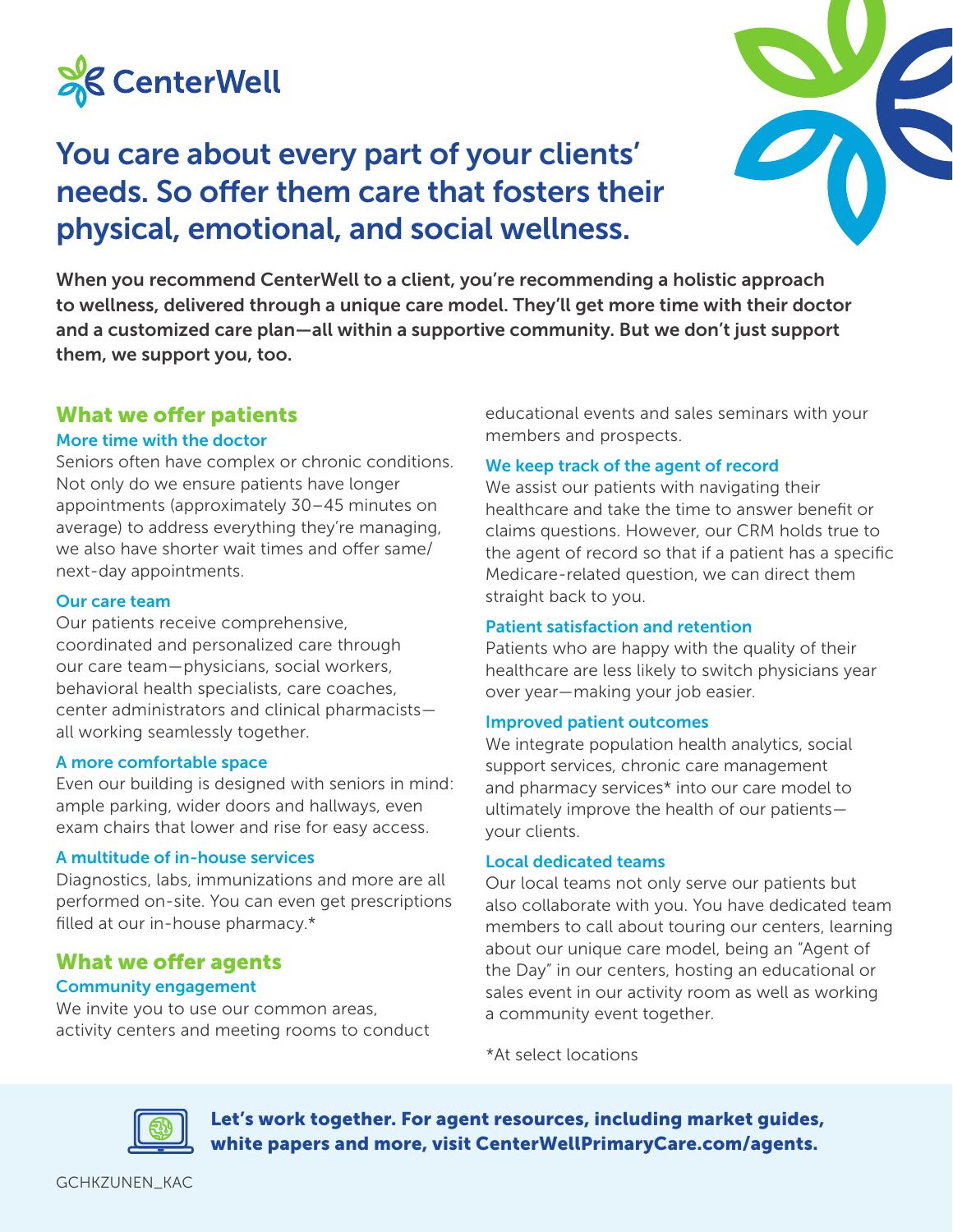CenterWell

# You care about every part of your clients' needs. So offer them care that fosters their physical, emotional, and social wellness.

**When you recommend CenterWell to a client, you're recommending a holistic approach to wellness, delivered through a unique care model. They'll get more time with their doctor and a customized care plan—all within a supportive community. But we don't just support them, we support you, too.**

## What we offer patients

### More time with the doctor

Seniors often have complex or chronic conditions. Not only do we ensure patients have longer appointments (approximately 30–45 minutes on average) to address everything they're managing, we also have shorter wait times and offer same/next-day appointments.

### Our care team

Our patients receive comprehensive, coordinated and personalized care through our care team—physicians, social workers, behavioral health specialists, care coaches, center administrators and clinical pharmacists—all working seamlessly together.

### A more comfortable space

Even our building is designed with seniors in mind: ample parking, wider doors and hallways, even exam chairs that lower and rise for easy access.

### A multitude of in-house services

Diagnostics, labs, immunizations and more are all performed on-site. You can even get prescriptions filled at our in-house pharmacy.*

## What we offer agents

### Community engagement

We invite you to use our common areas, activity centers and meeting rooms to conduct educational events and sales seminars with your members and prospects.

### We keep track of the agent of record

We assist our patients with navigating their healthcare and take the time to answer benefit or claims questions. However, our CRM holds true to the agent of record so that if a patient has a specific Medicare-related question, we can direct them straight back to you.

### Patient satisfaction and retention

Patients who are happy with the quality of their healthcare are less likely to switch physicians year over year—making your job easier.

### Improved patient outcomes

We integrate population health analytics, social support services, chronic care management and pharmacy services* into our care model to ultimately improve the health of our patients—your clients.

### Local dedicated teams

Our local teams not only serve our patients but also collaborate with you. You have dedicated team members to call about touring our centers, learning about our unique care model, being an "Agent of the Day" in our centers, hosting an educational or sales event in our activity room as well as working a community event together.

*At select locations

**Let's work together. For agent resources, including market guides, white papers and more, visit CenterWellPrimaryCare.com/agents.**

GCHKZUNEN_KAC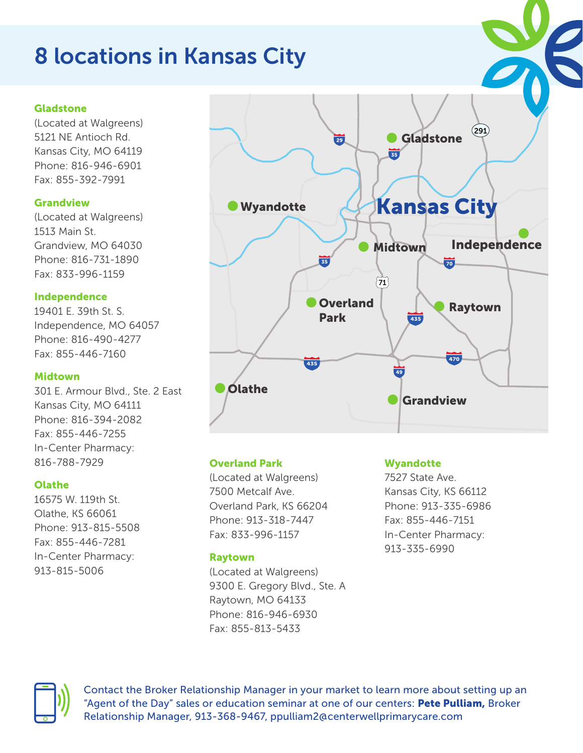# 8 locations in Kansas City

### Gladstone

(Located at Walgreens)
5121 NE Antioch Rd.
Kansas City, MO 64119
Phone: 816-946-6901
Fax: 855-392-7991

### Grandview

(Located at Walgreens)
1513 Main St.
Grandview, MO 64030
Phone: 816-731-1890
Fax: 833-996-1159

### Independence

19401 E. 39th St. S.
Independence, MO 64057
Phone: 816-490-4277
Fax: 855-446-7160

### Midtown

301 E. Armour Blvd., Ste. 2 East
Kansas City, MO 64111
Phone: 816-394-2082
Fax: 855-446-7255
In-Center Pharmacy:
816-788-7929

### Olathe

16575 W. 119th St.
Olathe, KS 66061
Phone: 913-815-5508
Fax: 855-446-7281
In-Center Pharmacy:
913-815-5006

Gladstone
Wyandotte
Kansas City
Midtown
Independence
Overland Park
Raytown
Olathe
Grandview
29
35
291
70
71
435
470
49

### Overland Park

(Located at Walgreens)
7500 Metcalf Ave.
Overland Park, KS 66204
Phone: 913-318-7447
Fax: 833-996-1157

### Raytown

(Located at Walgreens)
9300 E. Gregory Blvd., Ste. A
Raytown, MO 64133
Phone: 816-946-6930
Fax: 855-813-5433

### Wyandotte

7527 State Ave.
Kansas City, KS 66112
Phone: 913-335-6986
Fax: 855-446-7151
In-Center Pharmacy:
913-335-6990

Contact the Broker Relationship Manager in your market to learn more about setting up an "Agent of the Day" sales or education seminar at one of our centers: **Pete Pulliam,** Broker Relationship Manager, 913-368-9467, ppulliam2@centerwellprimarycare.com